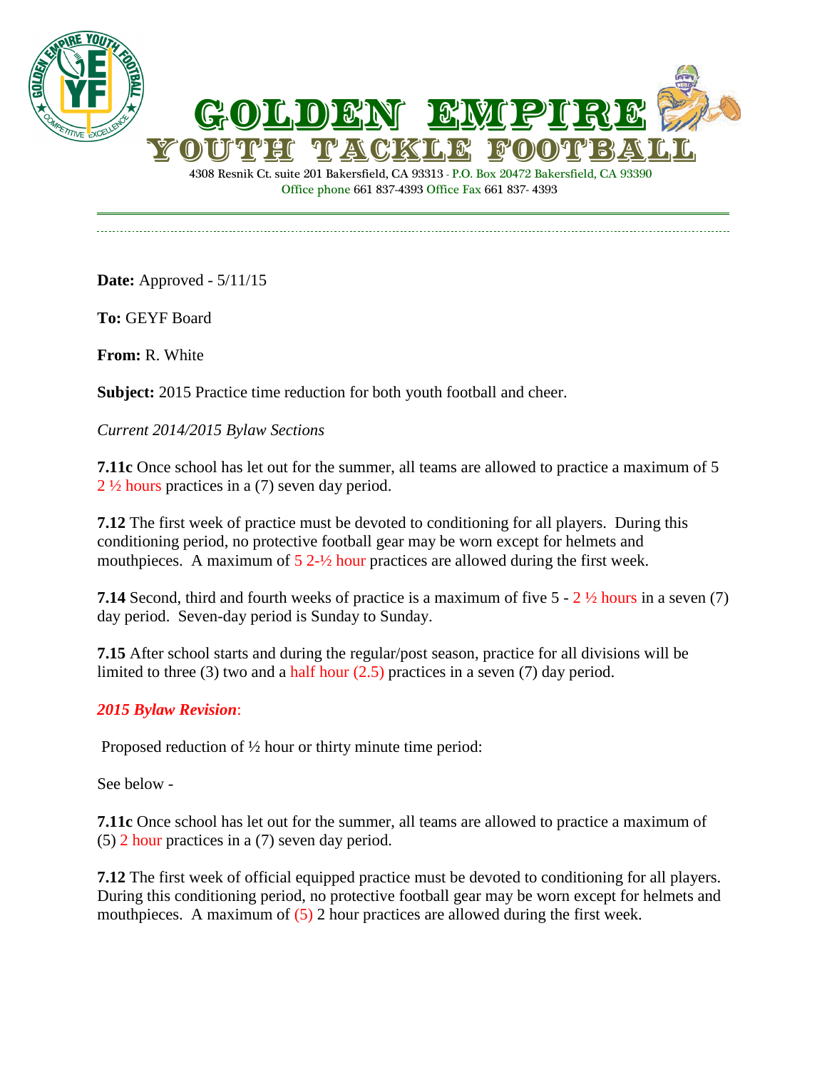# GOLDEN EMPIRE
## YOUTH TACKLE FOOTBALL

4308 Resnik Ct. suite 201 Bakersfield, CA 93313 - P.O. Box 20472 Bakersfield, CA 93390
Office phone 661 837-4393 Office Fax 661 837- 4393

---

**Date:** Approved - 5/11/15

**To:** GEYF Board

**From:** R. White

**Subject:** 2015 Practice time reduction for both youth football and cheer.

*Current 2014/2015 Bylaw Sections*

**7.11c** Once school has let out for the summer, all teams are allowed to practice a maximum of 5 2 ½ hours practices in a (7) seven day period.

**7.12** The first week of practice must be devoted to conditioning for all players. During this conditioning period, no protective football gear may be worn except for helmets and mouthpieces. A maximum of 5 2-½ hour practices are allowed during the first week.

**7.14** Second, third and fourth weeks of practice is a maximum of five 5 - 2 ½ hours in a seven (7) day period. Seven-day period is Sunday to Sunday.

**7.15** After school starts and during the regular/post season, practice for all divisions will be limited to three (3) two and a half hour (2.5) practices in a seven (7) day period.

***2015 Bylaw Revision*:**

Proposed reduction of ½ hour or thirty minute time period:

See below -

**7.11c** Once school has let out for the summer, all teams are allowed to practice a maximum of (5) 2 hour practices in a (7) seven day period.

**7.12** The first week of official equipped practice must be devoted to conditioning for all players. During this conditioning period, no protective football gear may be worn except for helmets and mouthpieces. A maximum of (5) 2 hour practices are allowed during the first week.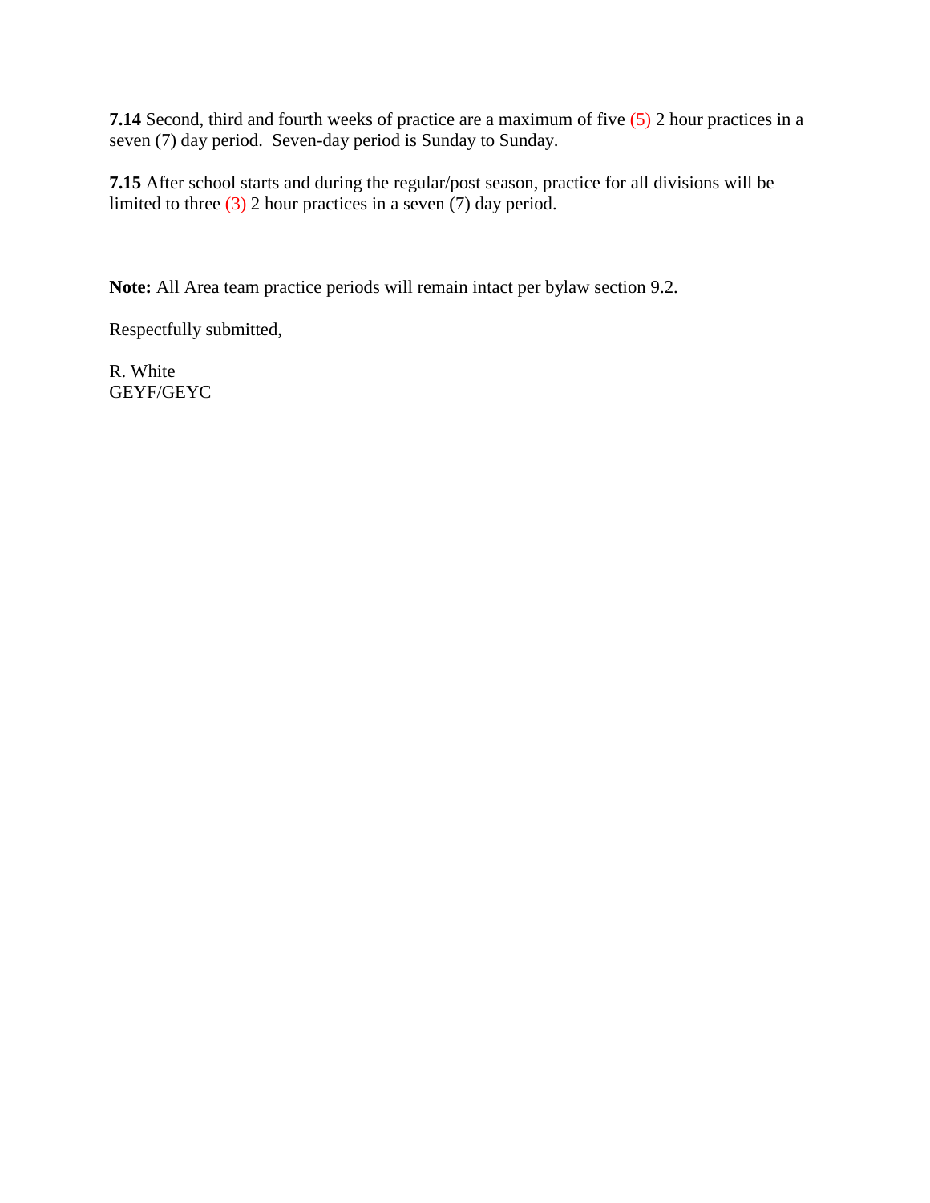**7.14** Second, third and fourth weeks of practice are a maximum of five (5) 2 hour practices in a seven (7) day period. Seven-day period is Sunday to Sunday.

**7.15** After school starts and during the regular/post season, practice for all divisions will be limited to three (3) 2 hour practices in a seven (7) day period.

**Note:** All Area team practice periods will remain intact per bylaw section 9.2.

Respectfully submitted,

R. White
GEYF/GEYC